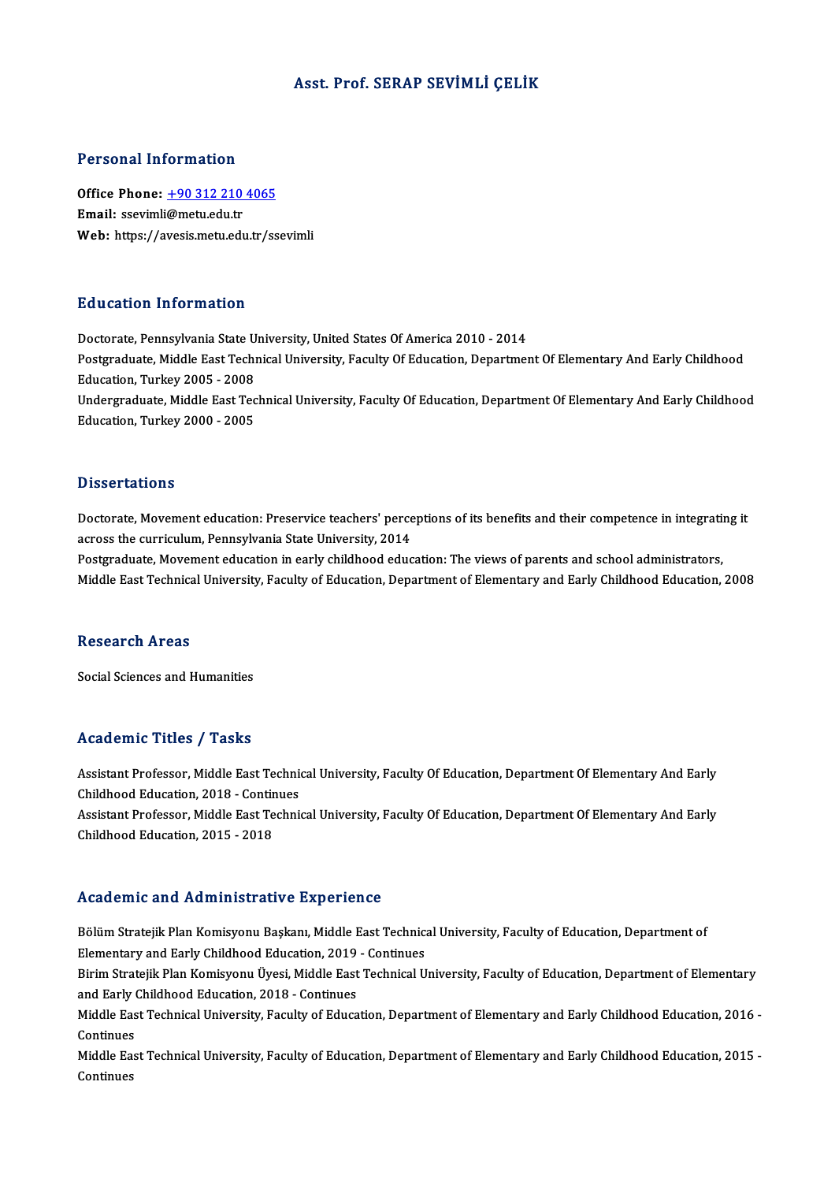# Asst. Prof. SERAP SEVİMLİ ÇELİK

## Personal Information

**Office Phone:** +90 312 210 4065
**Email:** ssevimli@metu.edu.tr
**Web:** https://avesis.metu.edu.tr/ssevimli

## Education Information

Doctorate, Pennsylvania State University, United States Of America 2010 - 2014
Postgraduate, Middle East Technical University, Faculty Of Education, Department Of Elementary And Early Childhood Education, Turkey 2005 - 2008
Undergraduate, Middle East Technical University, Faculty Of Education, Department Of Elementary And Early Childhood Education, Turkey 2000 - 2005

## Dissertations

Doctorate, Movement education: Preservice teachers' perceptions of its benefits and their competence in integrating it across the curriculum, Pennsylvania State University, 2014
Postgraduate, Movement education in early childhood education: The views of parents and school administrators, Middle East Technical University, Faculty of Education, Department of Elementary and Early Childhood Education, 2008

## Research Areas

Social Sciences and Humanities

## Academic Titles / Tasks

Assistant Professor, Middle East Technical University, Faculty Of Education, Department Of Elementary And Early Childhood Education, 2018 - Continues
Assistant Professor, Middle East Technical University, Faculty Of Education, Department Of Elementary And Early Childhood Education, 2015 - 2018

## Academic and Administrative Experience

Bölüm Stratejik Plan Komisyonu Başkanı, Middle East Technical University, Faculty of Education, Department of Elementary and Early Childhood Education, 2019 - Continues
Birim Stratejik Plan Komisyonu Üyesi, Middle East Technical University, Faculty of Education, Department of Elementary and Early Childhood Education, 2018 - Continues
Middle East Technical University, Faculty of Education, Department of Elementary and Early Childhood Education, 2016 - Continues
Middle East Technical University, Faculty of Education, Department of Elementary and Early Childhood Education, 2015 - Continues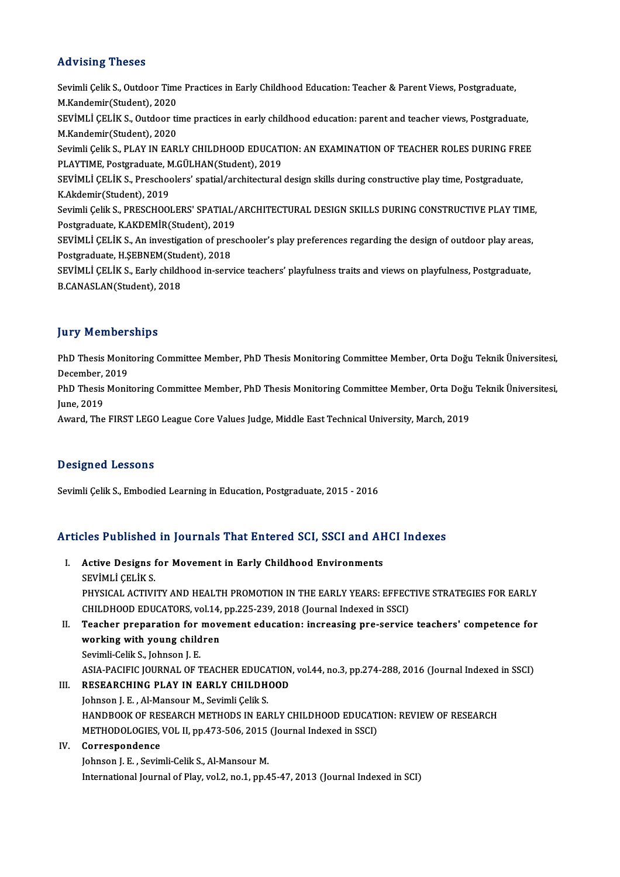## Advising Theses

Sevimli Çelik S., Outdoor Time Practices in Early Childhood Education: Teacher & Parent Views, Postgraduate, M.Kandemir(Student), 2020

SEVİMLİ ÇELİK S., Outdoor time practices in early childhood education: parent and teacher views, Postgraduate, M.Kandemir(Student), 2020

Sevimli Çelik S., PLAY IN EARLY CHILDHOOD EDUCATION: AN EXAMINATION OF TEACHER ROLES DURING FREE PLAYTIME, Postgraduate, M.GÜLHAN(Student), 2019

SEVİMLİ ÇELİK S., Preschoolers' spatial/architectural design skills during constructive play time, Postgraduate, K.Akdemir(Student), 2019

Sevimli Çelik S., PRESCHOOLERS' SPATIAL/ARCHITECTURAL DESIGN SKILLS DURING CONSTRUCTIVE PLAY TIME, Postgraduate, K.AKDEMİR(Student), 2019

SEVİMLİ ÇELİK S., An investigation of preschooler's play preferences regarding the design of outdoor play areas, Postgraduate, H.ŞEBNEM(Student), 2018

SEVİMLİ ÇELİK S., Early childhood in-service teachers' playfulness traits and views on playfulness, Postgraduate, B.CANASLAN(Student), 2018

## Jury Memberships

PhD Thesis Monitoring Committee Member, PhD Thesis Monitoring Committee Member, Orta Doğu Teknik Üniversitesi, December, 2019

PhD Thesis Monitoring Committee Member, PhD Thesis Monitoring Committee Member, Orta Doğu Teknik Üniversitesi, June, 2019

Award, The FIRST LEGO League Core Values Judge, Middle East Technical University, March, 2019

## Designed Lessons

Sevimli Çelik S., Embodied Learning in Education, Postgraduate, 2015 - 2016

## Articles Published in Journals That Entered SCI, SSCI and AHCI Indexes

I. **Active Designs for Movement in Early Childhood Environments**
SEVİMLİ ÇELİK S.
PHYSICAL ACTIVITY AND HEALTH PROMOTION IN THE EARLY YEARS: EFFECTIVE STRATEGIES FOR EARLY CHILDHOOD EDUCATORS, vol.14, pp.225-239, 2018 (Journal Indexed in SSCI)

II. **Teacher preparation for movement education: increasing pre-service teachers' competence for working with young children**
Sevimli-Celik S., Johnson J. E.
ASIA-PACIFIC JOURNAL OF TEACHER EDUCATION, vol.44, no.3, pp.274-288, 2016 (Journal Indexed in SSCI)

III. **RESEARCHING PLAY IN EARLY CHILDHOOD**
Johnson J. E. , Al-Mansour M., Sevimli Çelik S.
HANDBOOK OF RESEARCH METHODS IN EARLY CHILDHOOD EDUCATION: REVIEW OF RESEARCH METHODOLOGIES, VOL II, pp.473-506, 2015 (Journal Indexed in SSCI)

IV. **Correspondence**
Johnson J. E. , Sevimli-Celik S., Al-Mansour M.
International Journal of Play, vol.2, no.1, pp.45-47, 2013 (Journal Indexed in SCI)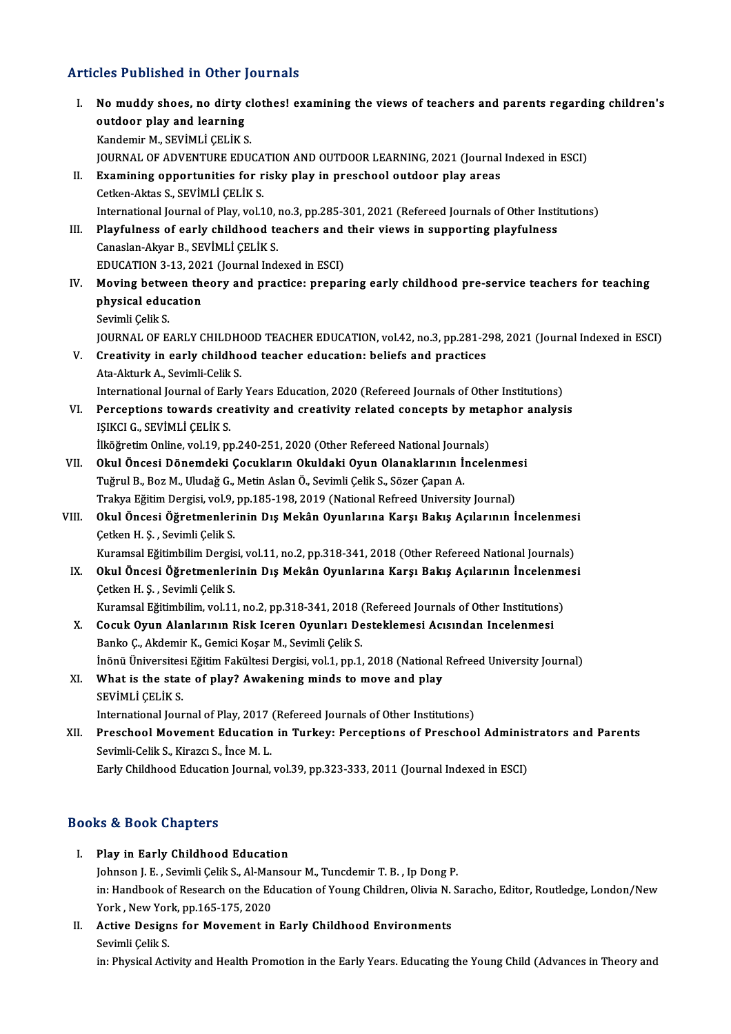## Articles Published in Other Journals

I. **No muddy shoes, no dirty clothes! examining the views of teachers and parents regarding children's outdoor play and learning**
   Kandemir M., SEVİMLİ ÇELİK S.
   JOURNAL OF ADVENTURE EDUCATION AND OUTDOOR LEARNING, 2021 (Journal Indexed in ESCI)

II. **Examining opportunities for risky play in preschool outdoor play areas**
   Cetken-Aktas S., SEVİMLİ ÇELİK S.
   International Journal of Play, vol.10, no.3, pp.285-301, 2021 (Refereed Journals of Other Institutions)

III. **Playfulness of early childhood teachers and their views in supporting playfulness**
   Canaslan-Akyar B., SEVİMLİ ÇELİK S.
   EDUCATION 3-13, 2021 (Journal Indexed in ESCI)

IV. **Moving between theory and practice: preparing early childhood pre-service teachers for teaching physical education**
   Sevimli Çelik S.
   JOURNAL OF EARLY CHILDHOOD TEACHER EDUCATION, vol.42, no.3, pp.281-298, 2021 (Journal Indexed in ESCI)

V. **Creativity in early childhood teacher education: beliefs and practices**
   Ata-Akturk A., Sevimli-Celik S.
   International Journal of Early Years Education, 2020 (Refereed Journals of Other Institutions)

VI. **Perceptions towards creativity and creativity related concepts by metaphor analysis**
   IŞIKCI G., SEVİMLİ ÇELİK S.
   İlköğretim Online, vol.19, pp.240-251, 2020 (Other Refereed National Journals)

VII. **Okul Öncesi Dönemdeki Çocukların Okuldaki Oyun Olanaklarının İncelenmesi**
   Tuğrul B., Boz M., Uludağ G., Metin Aslan Ö., Sevimli Çelik S., Sözer Çapan A.
   Trakya Eğitim Dergisi, vol.9, pp.185-198, 2019 (National Refreed University Journal)

VIII. **Okul Öncesi Öğretmenlerinin Dış Mekân Oyunlarına Karşı Bakış Açılarının İncelenmesi**
   Çetken H. Ş. , Sevimli Çelik S.
   Kuramsal Eğitimbilim Dergisi, vol.11, no.2, pp.318-341, 2018 (Other Refereed National Journals)

IX. **Okul Öncesi Öğretmenlerinin Dış Mekân Oyunlarına Karşı Bakış Açılarının İncelenmesi**
   Çetken H. Ş. , Sevimli Çelik S.
   Kuramsal Eğitimbilim, vol.11, no.2, pp.318-341, 2018 (Refereed Journals of Other Institutions)

X. **Cocuk Oyun Alanlarının Risk Iceren Oyunları Desteklemesi Acısından Incelenmesi**
   Banko Ç., Akdemir K., Gemici Koşar M., Sevimli Çelik S.
   İnönü Üniversitesi Eğitim Fakültesi Dergisi, vol.1, pp.1, 2018 (National Refreed University Journal)

XI. **What is the state of play? Awakening minds to move and play**
   SEVİMLİ ÇELİK S.
   International Journal of Play, 2017 (Refereed Journals of Other Institutions)

XII. **Preschool Movement Education in Turkey: Perceptions of Preschool Administrators and Parents**
   Sevimli-Celik S., Kirazcı S., İnce M. L.
   Early Childhood Education Journal, vol.39, pp.323-333, 2011 (Journal Indexed in ESCI)

## Books & Book Chapters

I. **Play in Early Childhood Education**
   Johnson J. E. , Sevimli Çelik S., Al-Mansour M., Tuncdemir T. B. , Ip Dong P.
   in: Handbook of Research on the Education of Young Children, Olivia N. Saracho, Editor, Routledge, London/New York , New York, pp.165-175, 2020

II. **Active Designs for Movement in Early Childhood Environments**
   Sevimli Çelik S.
   in: Physical Activity and Health Promotion in the Early Years. Educating the Young Child (Advances in Theory and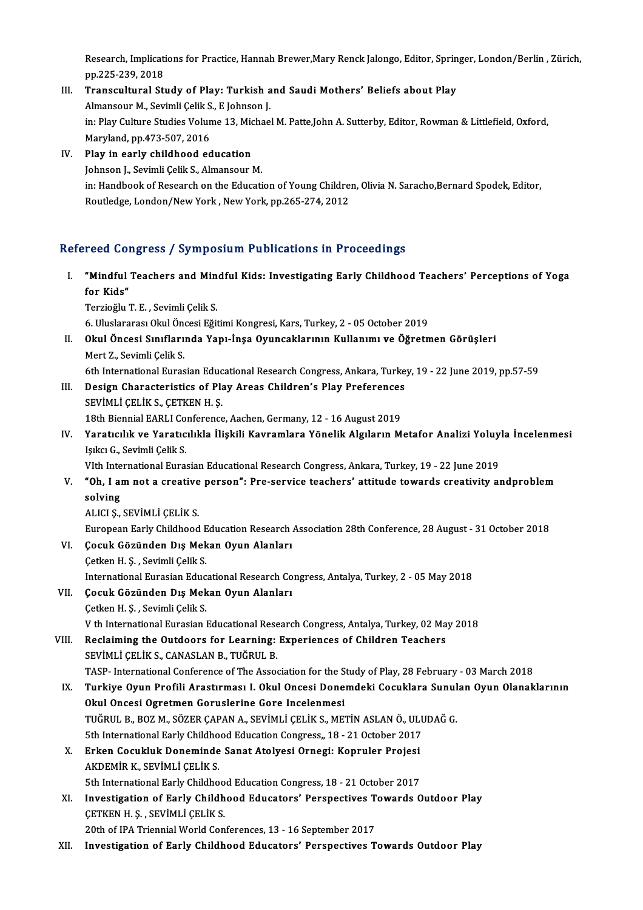Research, Implications for Practice, Hannah Brewer,Mary Renck Jalongo, Editor, Springer, London/Berlin , Zürich, pp.225-239, 2018

III. **Transcultural Study of Play: Turkish and Saudi Mothers' Beliefs about Play**
Almansour M., Sevimli Çelik S., E Johnson J.
in: Play Culture Studies Volume 13, Michael M. Patte,John A. Sutterby, Editor, Rowman & Littlefield, Oxford, Maryland, pp.473-507, 2016

IV. **Play in early childhood education**
Johnson J., Sevimli Çelik S., Almansour M.
in: Handbook of Research on the Education of Young Children, Olivia N. Saracho,Bernard Spodek, Editor, Routledge, London/New York , New York, pp.265-274, 2012

## Refereed Congress / Symposium Publications in Proceedings

I. **"Mindful Teachers and Mindful Kids: Investigating Early Childhood Teachers' Perceptions of Yoga for Kids"**
Terzioğlu T. E. , Sevimli Çelik S.
6. Uluslararası Okul Öncesi Eğitimi Kongresi, Kars, Turkey, 2 - 05 October 2019

II. **Okul Öncesi Sınıflarında Yapı-İnşa Oyuncaklarının Kullanımı ve Öğretmen Görüşleri**
Mert Z., Sevimli Çelik S.
6th International Eurasian Educational Research Congress, Ankara, Turkey, 19 - 22 June 2019, pp.57-59

III. **Design Characteristics of Play Areas Children's Play Preferences**
SEVİMLİ ÇELİK S., ÇETKEN H. Ş.
18th Biennial EARLI Conference, Aachen, Germany, 12 - 16 August 2019

IV. **Yaratıcılık ve Yaratıcılıkla İlişkili Kavramlara Yönelik Algıların Metafor Analizi Yoluyla İncelenmesi**
Işıkcı G., Sevimli Çelik S.
VIth International Eurasian Educational Research Congress, Ankara, Turkey, 19 - 22 June 2019

V. **"Oh, I am not a creative person": Pre-service teachers' attitude towards creativity andproblem solving**
ALICI Ş., SEVİMLİ ÇELİK S.
European Early Childhood Education Research Association 28th Conference, 28 August - 31 October 2018

VI. **Çocuk Gözünden Dış Mekan Oyun Alanları**
Çetken H. Ş. , Sevimli Çelik S.
International Eurasian Educational Research Congress, Antalya, Turkey, 2 - 05 May 2018

VII. **Çocuk Gözünden Dış Mekan Oyun Alanları**
Çetken H. Ş. , Sevimli Çelik S.
V th International Eurasian Educational Research Congress, Antalya, Turkey, 02 May 2018

VIII. **Reclaiming the Outdoors for Learning: Experiences of Children Teachers**
SEVİMLİ ÇELİK S., CANASLAN B., TUĞRUL B.
TASP- International Conference of The Association for the Study of Play, 28 February - 03 March 2018

IX. **Turkiye Oyun Profili Arastırması I. Okul Oncesi Donemdeki Cocuklara Sunulan Oyun Olanaklarının Okul Oncesi Ogretmen Goruslerine Gore Incelenmesi**
TUĞRUL B., BOZ M., SÖZER ÇAPAN A., SEVİMLİ ÇELİK S., METİN ASLAN Ö., ULUDAĞ G.
5th International Early Childhood Education Congress,, 18 - 21 October 2017

X. **Erken Cocukluk Doneminde Sanat Atolyesi Ornegi: Kopruler Projesi**
AKDEMİR K., SEVİMLİ ÇELİK S.
5th International Early Childhood Education Congress, 18 - 21 October 2017

XI. **Investigation of Early Childhood Educators' Perspectives Towards Outdoor Play**
ÇETKEN H. Ş. , SEVİMLİ ÇELİK S.
20th of IPA Triennial World Conferences, 13 - 16 September 2017

XII. **Investigation of Early Childhood Educators' Perspectives Towards Outdoor Play**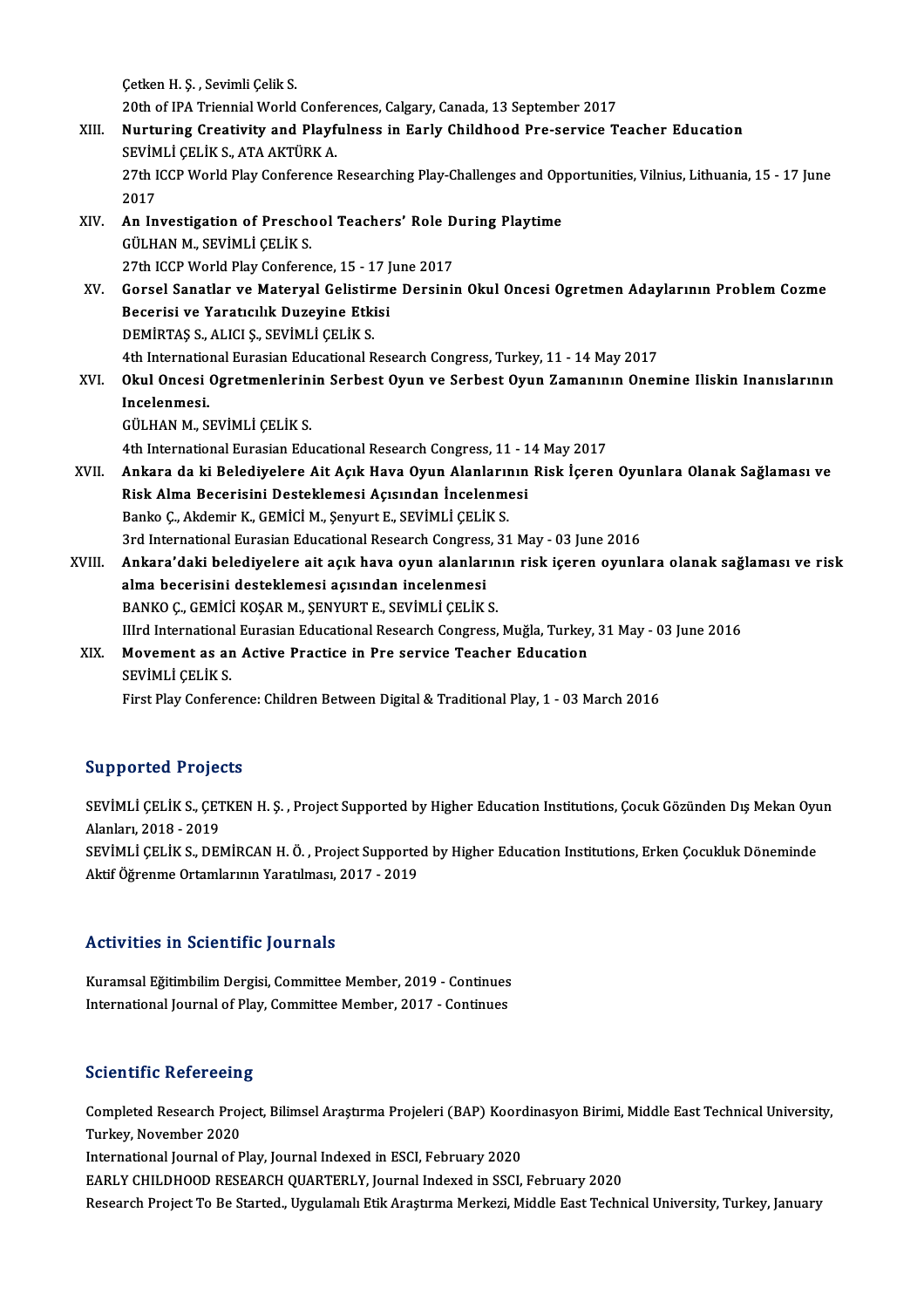Çetken H. Ş. , Sevimli Çelik S.
20th of IPA Triennial World Conferences, Calgary, Canada, 13 September 2017

XIII. **Nurturing Creativity and Playfulness in Early Childhood Pre-service Teacher Education**
SEVİMLİ ÇELİK S., ATA AKTÜRK A.
27th ICCP World Play Conference Researching Play-Challenges and Opportunities, Vilnius, Lithuania, 15 - 17 June 2017

XIV. **An Investigation of Preschool Teachers' Role During Playtime**
GÜLHAN M., SEVİMLİ ÇELİK S.
27th ICCP World Play Conference, 15 - 17 June 2017

XV. **Gorsel Sanatlar ve Materyal Gelistirme Dersinin Okul Oncesi Ogretmen Adaylarının Problem Cozme Becerisi ve Yaratıcılık Duzeyine Etkisi**
DEMİRTAŞ S., ALICI Ş., SEVİMLİ ÇELİK S.
4th International Eurasian Educational Research Congress, Turkey, 11 - 14 May 2017

XVI. **Okul Oncesi Ogretmenlerinin Serbest Oyun ve Serbest Oyun Zamanının Onemine Iliskin Inanıslarının Incelenmesi.**
GÜLHAN M., SEVİMLİ ÇELİK S.
4th International Eurasian Educational Research Congress, 11 - 14 May 2017

XVII. **Ankara da ki Belediyelere Ait Açık Hava Oyun Alanlarının Risk İçeren Oyunlara Olanak Sağlaması ve Risk Alma Becerisini Desteklemesi Açısından İncelenmesi**
Banko Ç., Akdemir K., GEMİCİ M., Şenyurt E., SEVİMLİ ÇELİK S.
3rd International Eurasian Educational Research Congress, 31 May - 03 June 2016

XVIII. **Ankara'daki belediyelere ait açık hava oyun alanlarının risk içeren oyunlara olanak sağlaması ve risk alma becerisini desteklemesi açısından incelenmesi**
BANKO Ç., GEMİCİ KOŞAR M., ŞENYURT E., SEVİMLİ ÇELİK S.
IIIrd International Eurasian Educational Research Congress, Muğla, Turkey, 31 May - 03 June 2016

XIX. **Movement as an Active Practice in Pre service Teacher Education**
SEVİMLİ ÇELİK S.
First Play Conference: Children Between Digital & Traditional Play, 1 - 03 March 2016

## Supported Projects

SEVİMLİ ÇELİK S., ÇETKEN H. Ş. , Project Supported by Higher Education Institutions, Çocuk Gözünden Dış Mekan Oyun Alanları, 2018 - 2019

SEVİMLİ ÇELİK S., DEMİRCAN H. Ö. , Project Supported by Higher Education Institutions, Erken Çocukluk Döneminde Aktif Öğrenme Ortamlarının Yaratılması, 2017 - 2019

## Activities in Scientific Journals

Kuramsal Eğitimbilim Dergisi, Committee Member, 2019 - Continues
International Journal of Play, Committee Member, 2017 - Continues

## Scientific Refereeing

Completed Research Project, Bilimsel Araştırma Projeleri (BAP) Koordinasyon Birimi, Middle East Technical University, Turkey, November 2020
International Journal of Play, Journal Indexed in ESCI, February 2020
EARLY CHILDHOOD RESEARCH QUARTERLY, Journal Indexed in SSCI, February 2020
Research Project To Be Started., Uygulamalı Etik Araştırma Merkezi, Middle East Technical University, Turkey, January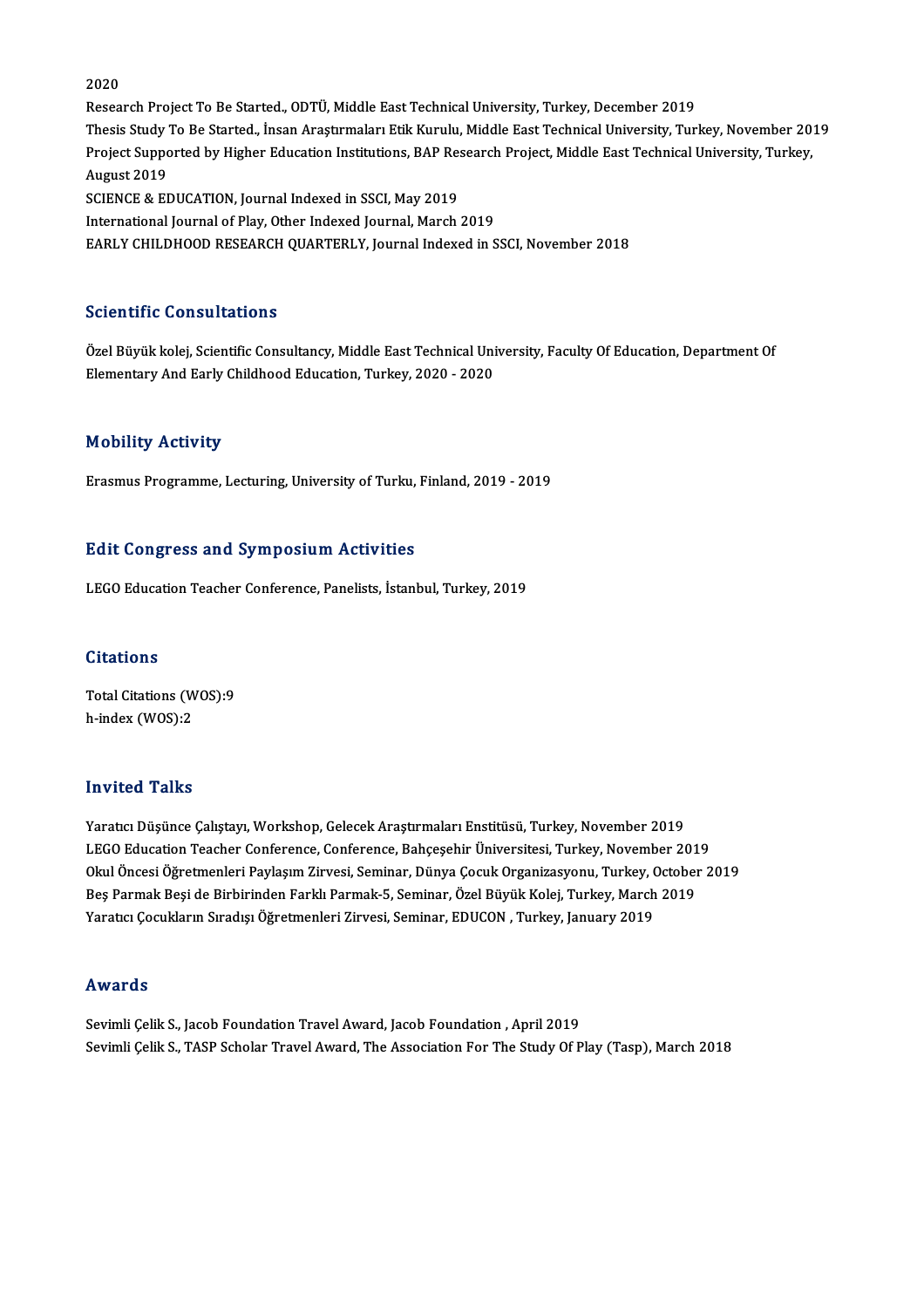2020
Research Project To Be Started., ODTÜ, Middle East Technical University, Turkey, December 2019
Thesis Study To Be Started., İnsan Araştırmaları Etik Kurulu, Middle East Technical University, Turkey, November 2019
Project Supported by Higher Education Institutions, BAP Research Project, Middle East Technical University, Turkey, August 2019
SCIENCE & EDUCATION, Journal Indexed in SSCI, May 2019
International Journal of Play, Other Indexed Journal, March 2019
EARLY CHILDHOOD RESEARCH QUARTERLY, Journal Indexed in SSCI, November 2018

## Scientific Consultations

Özel Büyük kolej, Scientific Consultancy, Middle East Technical University, Faculty Of Education, Department Of Elementary And Early Childhood Education, Turkey, 2020 - 2020

## Mobility Activity

Erasmus Programme, Lecturing, University of Turku, Finland, 2019 - 2019

## Edit Congress and Symposium Activities

LEGO Education Teacher Conference, Panelists, İstanbul, Turkey, 2019

## Citations

Total Citations (WOS):9
h-index (WOS):2

## Invited Talks

Yaratıcı Düşünce Çalıştayı, Workshop, Gelecek Araştırmaları Enstitüsü, Turkey, November 2019
LEGO Education Teacher Conference, Conference, Bahçeşehir Üniversitesi, Turkey, November 2019
Okul Öncesi Öğretmenleri Paylaşım Zirvesi, Seminar, Dünya Çocuk Organizasyonu, Turkey, October 2019
Beş Parmak Beşi de Birbirinden Farklı Parmak-5, Seminar, Özel Büyük Kolej, Turkey, March 2019
Yaratıcı Çocukların Sıradışı Öğretmenleri Zirvesi, Seminar, EDUCON , Turkey, January 2019

## Awards

Sevimli Çelik S., Jacob Foundation Travel Award, Jacob Foundation , April 2019
Sevimli Çelik S., TASP Scholar Travel Award, The Association For The Study Of Play (Tasp), March 2018